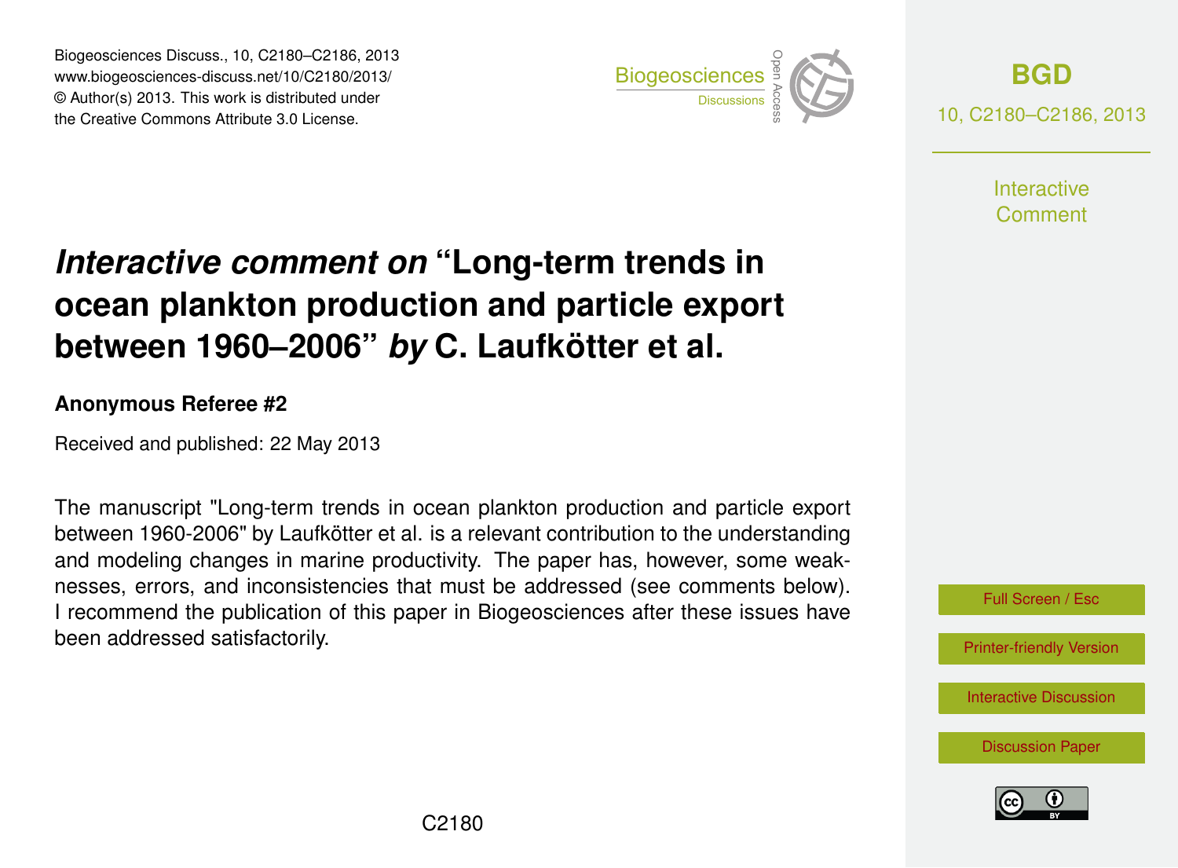# *Interactive comment on* "Long-term trends in ocean plankton production and particle export between 1960–2006" *by* C. Laufkötter et al.

**Anonymous Referee #2**

Received and published: 22 May 2013

The manuscript "Long-term trends in ocean plankton production and particle export between 1960-2006" by Laufkötter et al. is a relevant contribution to the understanding and modeling changes in marine productivity. The paper has, however, some weaknesses, errors, and inconsistencies that must be addressed (see comments below). I recommend the publication of this paper in Biogeosciences after these issues have been addressed satisfactorily.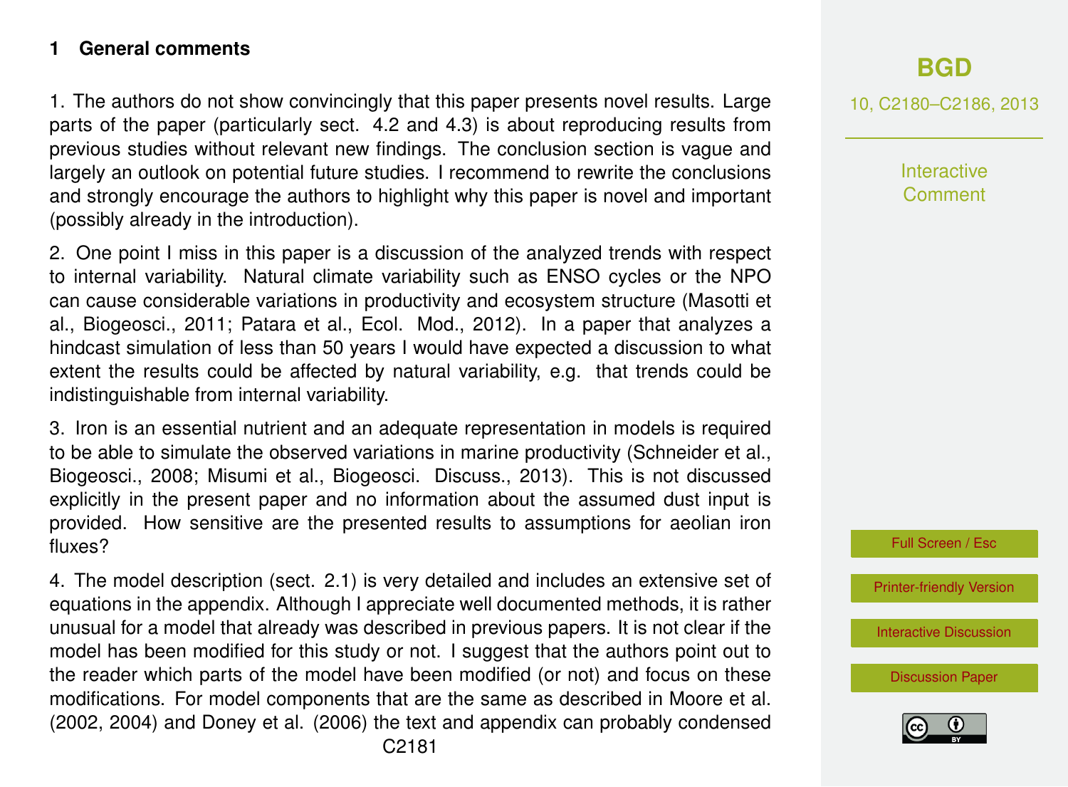## 1 General comments

1. The authors do not show convincingly that this paper presents novel results. Large parts of the paper (particularly sect. 4.2 and 4.3) is about reproducing results from previous studies without relevant new findings. The conclusion section is vague and largely an outlook on potential future studies. I recommend to rewrite the conclusions and strongly encourage the authors to highlight why this paper is novel and important (possibly already in the introduction).

2. One point I miss in this paper is a discussion of the analyzed trends with respect to internal variability. Natural climate variability such as ENSO cycles or the NPO can cause considerable variations in productivity and ecosystem structure (Masotti et al., Biogeosci., 2011; Patara et al., Ecol. Mod., 2012). In a paper that analyzes a hindcast simulation of less than 50 years I would have expected a discussion to what extent the results could be affected by natural variability, e.g. that trends could be indistinguishable from internal variability.

3. Iron is an essential nutrient and an adequate representation in models is required to be able to simulate the observed variations in marine productivity (Schneider et al., Biogeosci., 2008; Misumi et al., Biogeosci. Discuss., 2013). This is not discussed explicitly in the present paper and no information about the assumed dust input is provided. How sensitive are the presented results to assumptions for aeolian iron fluxes?

4. The model description (sect. 2.1) is very detailed and includes an extensive set of equations in the appendix. Although I appreciate well documented methods, it is rather unusual for a model that already was described in previous papers. It is not clear if the model has been modified for this study or not. I suggest that the authors point out to the reader which parts of the model have been modified (or not) and focus on these modifications. For model components that are the same as described in Moore et al. (2002, 2004) and Doney et al. (2006) the text and appendix can probably condensed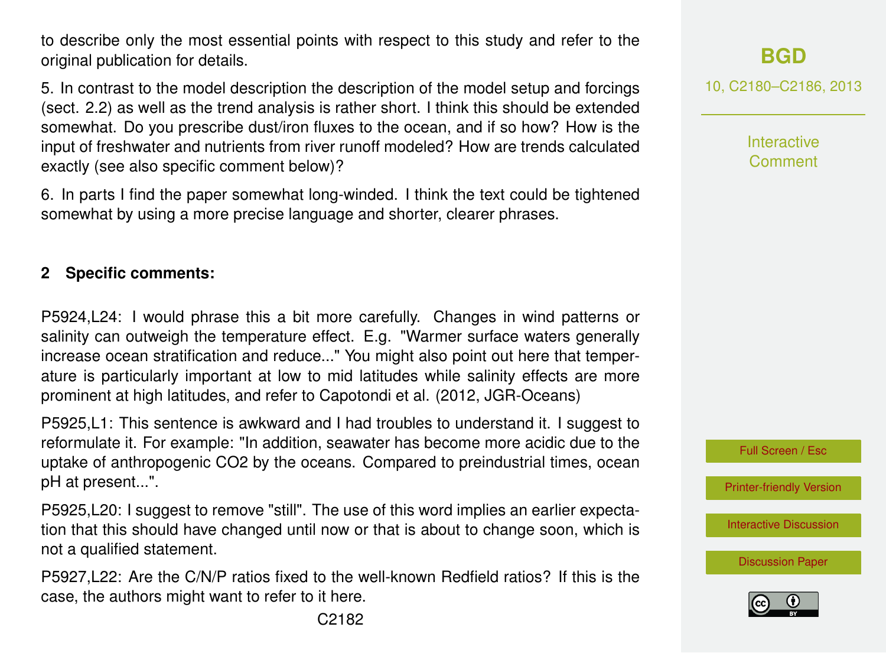to describe only the most essential points with respect to this study and refer to the original publication for details.

5. In contrast to the model description the description of the model setup and forcings (sect. 2.2) as well as the trend analysis is rather short. I think this should be extended somewhat. Do you prescribe dust/iron fluxes to the ocean, and if so how? How is the input of freshwater and nutrients from river runoff modeled? How are trends calculated exactly (see also specific comment below)?

6. In parts I find the paper somewhat long-winded. I think the text could be tightened somewhat by using a more precise language and shorter, clearer phrases.

## 2 Specific comments:

P5924,L24: I would phrase this a bit more carefully. Changes in wind patterns or salinity can outweigh the temperature effect. E.g. "Warmer surface waters generally increase ocean stratification and reduce..." You might also point out here that temperature is particularly important at low to mid latitudes while salinity effects are more prominent at high latitudes, and refer to Capotondi et al. (2012, JGR-Oceans)

P5925,L1: This sentence is awkward and I had troubles to understand it. I suggest to reformulate it. For example: "In addition, seawater has become more acidic due to the uptake of anthropogenic $CO_2$ by the oceans. Compared to preindustrial times, ocean pH at present...".

P5925,L20: I suggest to remove "still". The use of this word implies an earlier expectation that this should have changed until now or that is about to change soon, which is not a qualified statement.

P5927,L22: Are the C/N/P ratios fixed to the well-known Redfield ratios? If this is the case, the authors might want to refer to it here.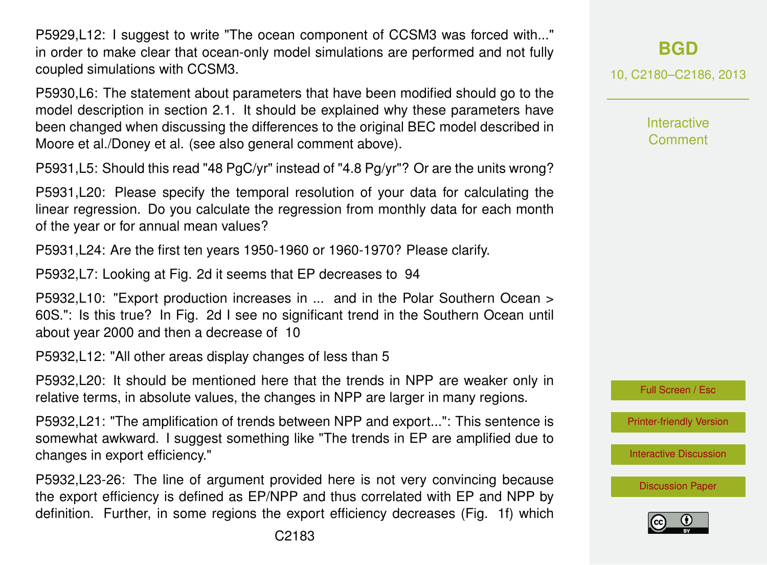P5929,L12: I suggest to write "The ocean component of CCSM3 was forced with..." in order to make clear that ocean-only model simulations are performed and not fully coupled simulations with CCSM3.

P5930,L6: The statement about parameters that have been modified should go to the model description in section 2.1. It should be explained why these parameters have been changed when discussing the differences to the original BEC model described in Moore et al./Doney et al. (see also general comment above).

P5931,L5: Should this read "48 PgC/yr" instead of "4.8 Pg/yr"? Or are the units wrong?

P5931,L20: Please specify the temporal resolution of your data for calculating the linear regression. Do you calculate the regression from monthly data for each month of the year or for annual mean values?

P5931,L24: Are the first ten years 1950-1960 or 1960-1970? Please clarify.

P5932,L7: Looking at Fig. 2d it seems that EP decreases to 94

P5932,L10: "Export production increases in ... and in the Polar Southern Ocean > 60S.": Is this true? In Fig. 2d I see no significant trend in the Southern Ocean until about year 2000 and then a decrease of 10

P5932,L12: "All other areas display changes of less than 5

P5932,L20: It should be mentioned here that the trends in NPP are weaker only in relative terms, in absolute values, the changes in NPP are larger in many regions.

P5932,L21: "The amplification of trends between NPP and export...": This sentence is somewhat awkward. I suggest something like "The trends in EP are amplified due to changes in export efficiency."

P5932,L23-26: The line of argument provided here is not very convincing because the export efficiency is defined as EP/NPP and thus correlated with EP and NPP by definition. Further, in some regions the export efficiency decreases (Fig. 1f) which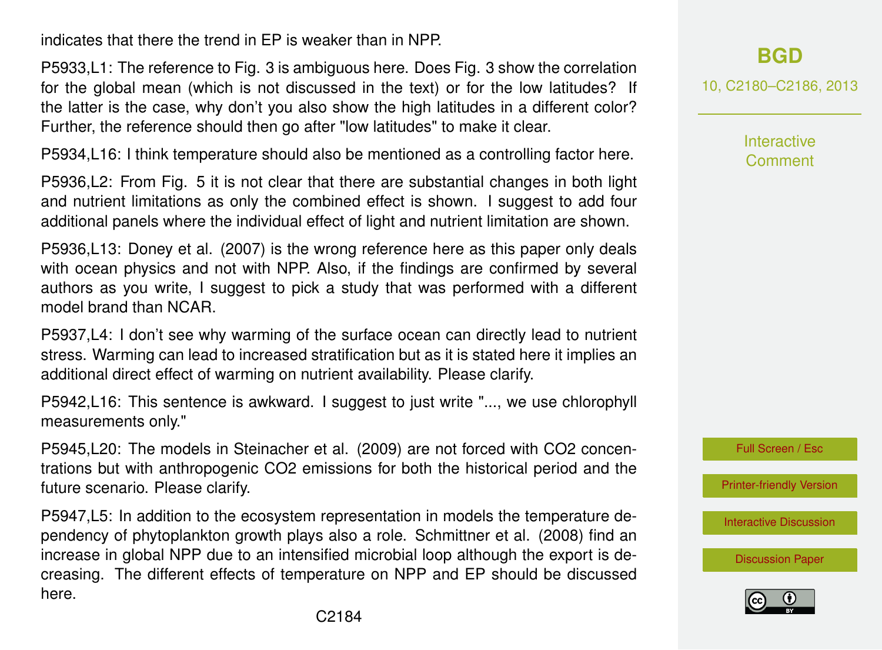indicates that there the trend in EP is weaker than in NPP.

P5933,L1: The reference to Fig. 3 is ambiguous here. Does Fig. 3 show the correlation for the global mean (which is not discussed in the text) or for the low latitudes? If the latter is the case, why don't you also show the high latitudes in a different color? Further, the reference should then go after "low latitudes" to make it clear.

P5934,L16: I think temperature should also be mentioned as a controlling factor here.

P5936,L2: From Fig. 5 it is not clear that there are substantial changes in both light and nutrient limitations as only the combined effect is shown. I suggest to add four additional panels where the individual effect of light and nutrient limitation are shown.

P5936,L13: Doney et al. (2007) is the wrong reference here as this paper only deals with ocean physics and not with NPP. Also, if the findings are confirmed by several authors as you write, I suggest to pick a study that was performed with a different model brand than NCAR.

P5937,L4: I don't see why warming of the surface ocean can directly lead to nutrient stress. Warming can lead to increased stratification but as it is stated here it implies an additional direct effect of warming on nutrient availability. Please clarify.

P5942,L16: This sentence is awkward. I suggest to just write "..., we use chlorophyll measurements only."

P5945,L20: The models in Steinacher et al. (2009) are not forced with CO2 concentrations but with anthropogenic CO2 emissions for both the historical period and the future scenario. Please clarify.

P5947,L5: In addition to the ecosystem representation in models the temperature dependency of phytoplankton growth plays also a role. Schmittner et al. (2008) find an increase in global NPP due to an intensified microbial loop although the export is decreasing. The different effects of temperature on NPP and EP should be discussed here.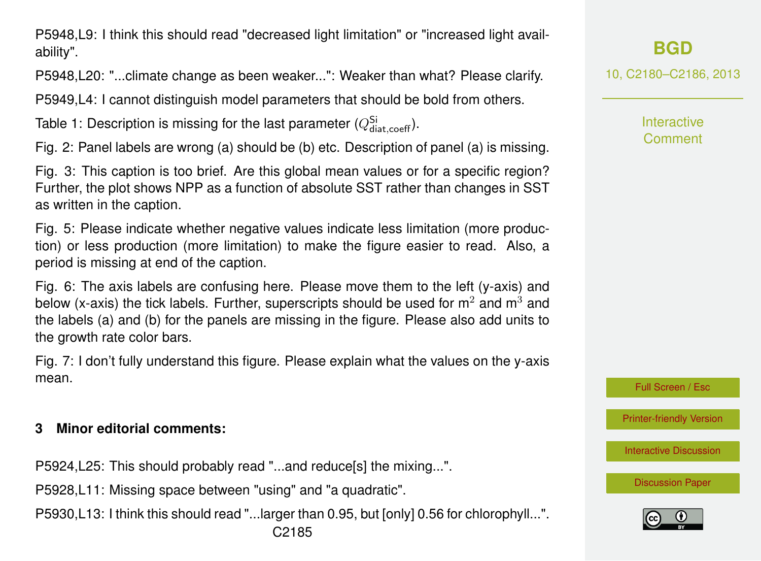P5948,L9: I think this should read "decreased light limitation" or "increased light availability".

P5948,L20: "...climate change as been weaker...": Weaker than what? Please clarify.

P5949,L4: I cannot distinguish model parameters that should be bold from others.

Table 1: Description is missing for the last parameter ($Q^{\mathrm{Si}}_{\mathrm{diat,coeff}}$).

Fig. 2: Panel labels are wrong (a) should be (b) etc. Description of panel (a) is missing.

Fig. 3: This caption is too brief. Are this global mean values or for a specific region? Further, the plot shows NPP as a function of absolute SST rather than changes in SST as written in the caption.

Fig. 5: Please indicate whether negative values indicate less limitation (more production) or less production (more limitation) to make the figure easier to read. Also, a period is missing at end of the caption.

Fig. 6: The axis labels are confusing here. Please move them to the left (y-axis) and below (x-axis) the tick labels. Further, superscripts should be used for $\mathrm{m}^2$ and $\mathrm{m}^3$ and the labels (a) and (b) for the panels are missing in the figure. Please also add units to the growth rate color bars.

Fig. 7: I don't fully understand this figure. Please explain what the values on the y-axis mean.

## 3 Minor editorial comments:

P5924,L25: This should probably read "...and reduce[s] the mixing...".

P5928,L11: Missing space between "using" and "a quadratic".

P5930,L13: I think this should read "...larger than 0.95, but [only] 0.56 for chlorophyll...".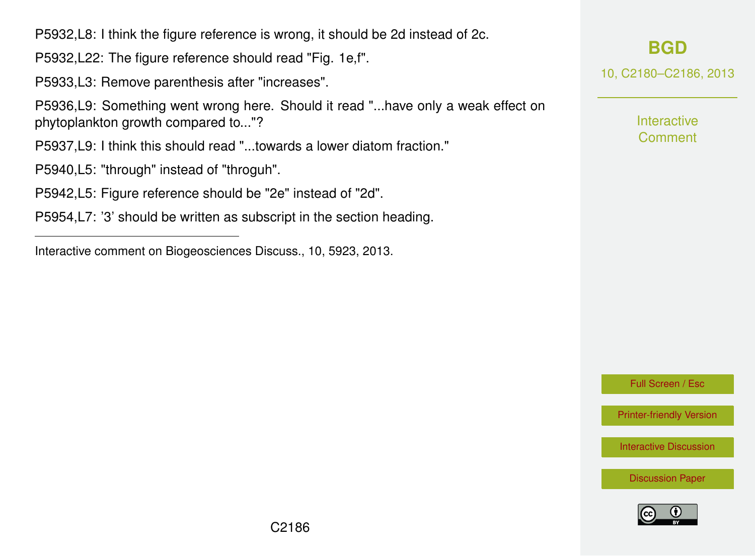P5932,L8: I think the figure reference is wrong, it should be 2d instead of 2c.

P5932,L22: The figure reference should read "Fig. 1e,f".

P5933,L3: Remove parenthesis after "increases".

P5936,L9: Something went wrong here. Should it read "...have only a weak effect on phytoplankton growth compared to..."?

P5937,L9: I think this should read "...towards a lower diatom fraction."

P5940,L5: "through" instead of "throguh".

P5942,L5: Figure reference should be "2e" instead of "2d".

P5954,L7: '3' should be written as subscript in the section heading.

---

Interactive comment on Biogeosciences Discuss., 10, 5923, 2013.